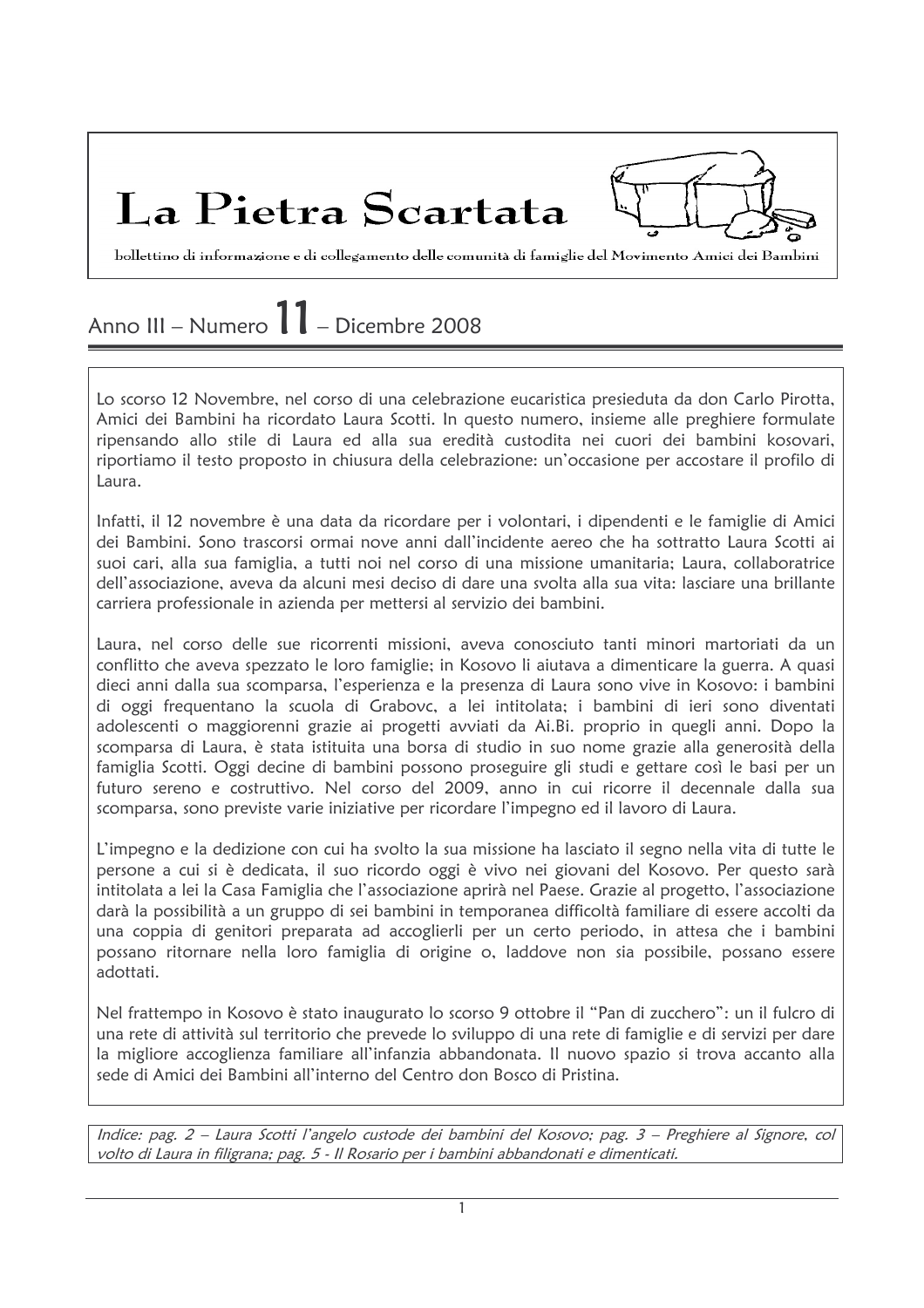# La Pietra Scartata

bollettino di informazione e di collegamento delle comunità di famiglie del Movimento Amici dei Bambini

## Anno III – Numero 11 – Dicembre 2008

Lo scorso 12 Novembre, nel corso di una celebrazione eucaristica presieduta da don Carlo Pirotta, Amici dei Bambini ha ricordato Laura Scotti. In questo numero, insieme alle preghiere formulate ripensando allo stile di Laura ed alla sua eredità custodita nei cuori dei bambini kosovari, riportiamo il testo proposto in chiusura della celebrazione: un'occasione per accostare il profilo di Laura.

Infatti, il 12 novembre è una data da ricordare per i volontari, i dipendenti e le famiglie di Amici dei Bambini. Sono trascorsi ormai nove anni dall'incidente aereo che ha sottratto Laura Scotti ai suoi cari, alla sua famiglia, a tutti noi nel corso di una missione umanitaria; Laura, collaboratrice dell'associazione, aveva da alcuni mesi deciso di dare una svolta alla sua vita: lasciare una brillante carriera professionale in azienda per mettersi al servizio dei bambini.

Laura, nel corso delle sue ricorrenti missioni, aveva conosciuto tanti minori martoriati da un conflitto che aveva spezzato le loro famiglie; in Kosovo li aiutava a dimenticare la guerra. A quasi dieci anni dalla sua scomparsa, l'esperienza e la presenza di Laura sono vive in Kosovo: i bambini di oggi frequentano la scuola di Grabovc, a lei intitolata; i bambini di ieri sono diventati adolescenti o maggiorenni grazie ai progetti avviati da Ai.Bi. proprio in quegli anni. Dopo la scomparsa di Laura, è stata istituita una borsa di studio in suo nome grazie alla generosità della famiglia Scotti. Oggi decine di bambini possono proseguire gli studi e gettare così le basi per un futuro sereno e costruttivo. Nel corso del 2009, anno in cui ricorre il decennale dalla sua scomparsa, sono previste varie iniziative per ricordare l'impegno ed il lavoro di Laura.

L'impegno e la dedizione con cui ha svolto la sua missione ha lasciato il segno nella vita di tutte le persone a cui si è dedicata, il suo ricordo oggi è vivo nei giovani del Kosovo. Per questo sarà intitolata a lei la Casa Famiglia che l'associazione aprirà nel Paese. Grazie al progetto, l'associazione darà la possibilità a un gruppo di sei bambini in temporanea difficoltà familiare di essere accolti da una coppia di genitori preparata ad accoglierli per un certo periodo, in attesa che i bambini possano ritornare nella loro famiglia di origine o, laddove non sia possibile, possano essere adottati.

Nel frattempo in Kosovo è stato inaugurato lo scorso 9 ottobre il "Pan di zucchero": un il fulcro di una rete di attività sul territorio che prevede lo sviluppo di una rete di famiglie e di servizi per dare la migliore accoglienza familiare all'infanzia abbandonata. Il nuovo spazio si trova accanto alla sede di Amici dei Bambini all'interno del Centro don Bosco di Pristina.

*Indice: pag. 2 – Laura Scotti l'angelo custode dei bambini del Kosovo; pag. 3 – Preghiere al Signore, col volto di Laura in filigrana; pag. 5 - Il Rosario per i bambini abbandonati e dimenticati.*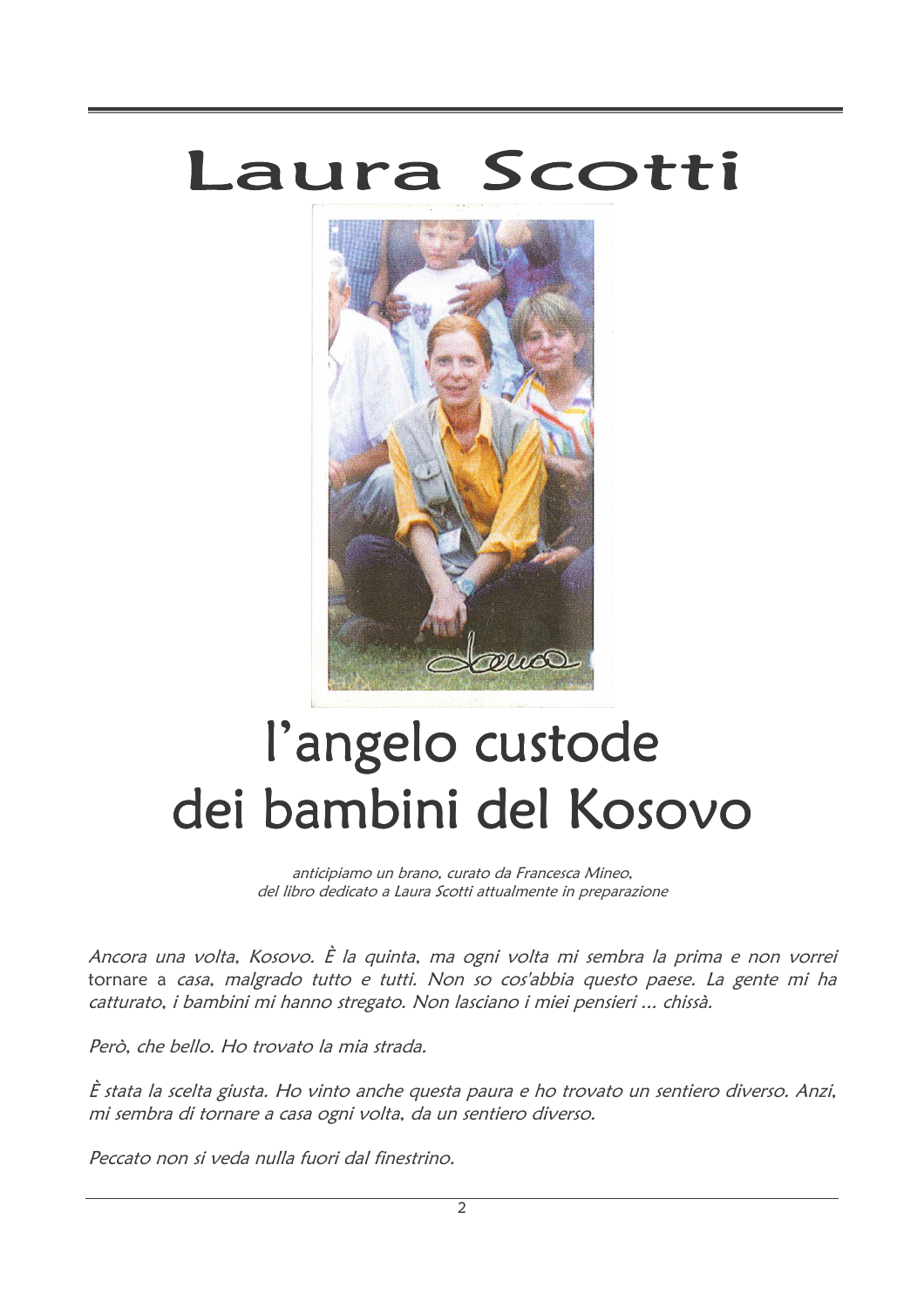# Laura Scotti

# l'angelo custode dei bambini del Kosovo

*anticipiamo un brano, curato da Francesca Mineo, del libro dedicato a Laura Scotti attualmente in preparazione*

*Ancora una volta, Kosovo. È la quinta, ma ogni volta mi sembra la prima e non vorrei* tornare a *casa, malgrado tutto e tutti. Non so cos'abbia questo paese. La gente mi ha catturato, i bambini mi hanno stregato. Non lasciano i miei pensieri ... chissà.*

*Però, che bello. Ho trovato la mia strada.*

*È stata la scelta giusta. Ho vinto anche questa paura e ho trovato un sentiero diverso. Anzi, mi sembra di tornare a casa ogni volta, da un sentiero diverso.*

*Peccato non si veda nulla fuori dal finestrino.*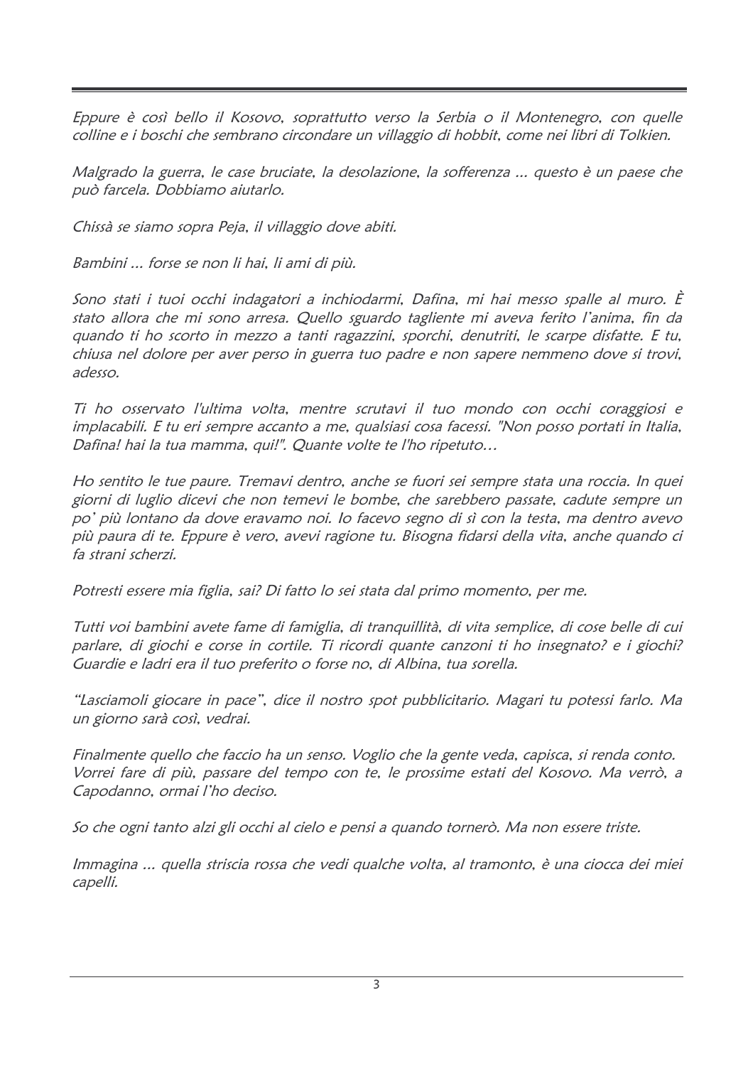*Eppure è così bello il Kosovo, soprattutto verso la Serbia o il Montenegro, con quelle colline e i boschi che sembrano circondare un villaggio di hobbit, come nei libri di Tolkien.*

*Malgrado la guerra, le case bruciate, la desolazione, la sofferenza ... questo è un paese che può farcela. Dobbiamo aiutarlo.*

*Chissà se siamo sopra Peja, il villaggio dove abiti.*

*Bambini ... forse se non li hai, li ami di più.*

*Sono stati i tuoi occhi indagatori a inchiodarmi, Dafina, mi hai messo spalle al muro. È stato allora che mi sono arresa. Quello sguardo tagliente mi aveva ferito l'anima, fin da quando ti ho scorto in mezzo a tanti ragazzini, sporchi, denutriti, le scarpe disfatte. E tu, chiusa nel dolore per aver perso in guerra tuo padre e non sapere nemmeno dove si trovi, adesso.*

*Ti ho osservato l'ultima volta, mentre scrutavi il tuo mondo con occhi coraggiosi e implacabili. E tu eri sempre accanto a me, qualsiasi cosa facessi. "Non posso portati in Italia, Dafina! hai la tua mamma, qui!". Quante volte te l'ho ripetuto…*

*Ho sentito le tue paure. Tremavi dentro, anche se fuori sei sempre stata una roccia. In quei giorni di luglio dicevi che non temevi le bombe, che sarebbero passate, cadute sempre un po' più lontano da dove eravamo noi. Io facevo segno di sì con la testa, ma dentro avevo più paura di te. Eppure è vero, avevi ragione tu. Bisogna fidarsi della vita, anche quando ci fa strani scherzi.*

*Potresti essere mia figlia, sai? Di fatto lo sei stata dal primo momento, per me.*

*Tutti voi bambini avete fame di famiglia, di tranquillità, di vita semplice, di cose belle di cui parlare, di giochi e corse in cortile. Ti ricordi quante canzoni ti ho insegnato? e i giochi? Guardie e ladri era il tuo preferito o forse no, di Albina, tua sorella.*

*"Lasciamoli giocare in pace", dice il nostro spot pubblicitario. Magari tu potessi farlo. Ma un giorno sarà così, vedrai.*

*Finalmente quello che faccio ha un senso. Voglio che la gente veda, capisca, si renda conto. Vorrei fare di più, passare del tempo con te, le prossime estati del Kosovo. Ma verrò, a Capodanno, ormai l'ho deciso.*

*So che ogni tanto alzi gli occhi al cielo e pensi a quando tornerò. Ma non essere triste.*

*Immagina ... quella striscia rossa che vedi qualche volta, al tramonto, è una ciocca dei miei capelli.*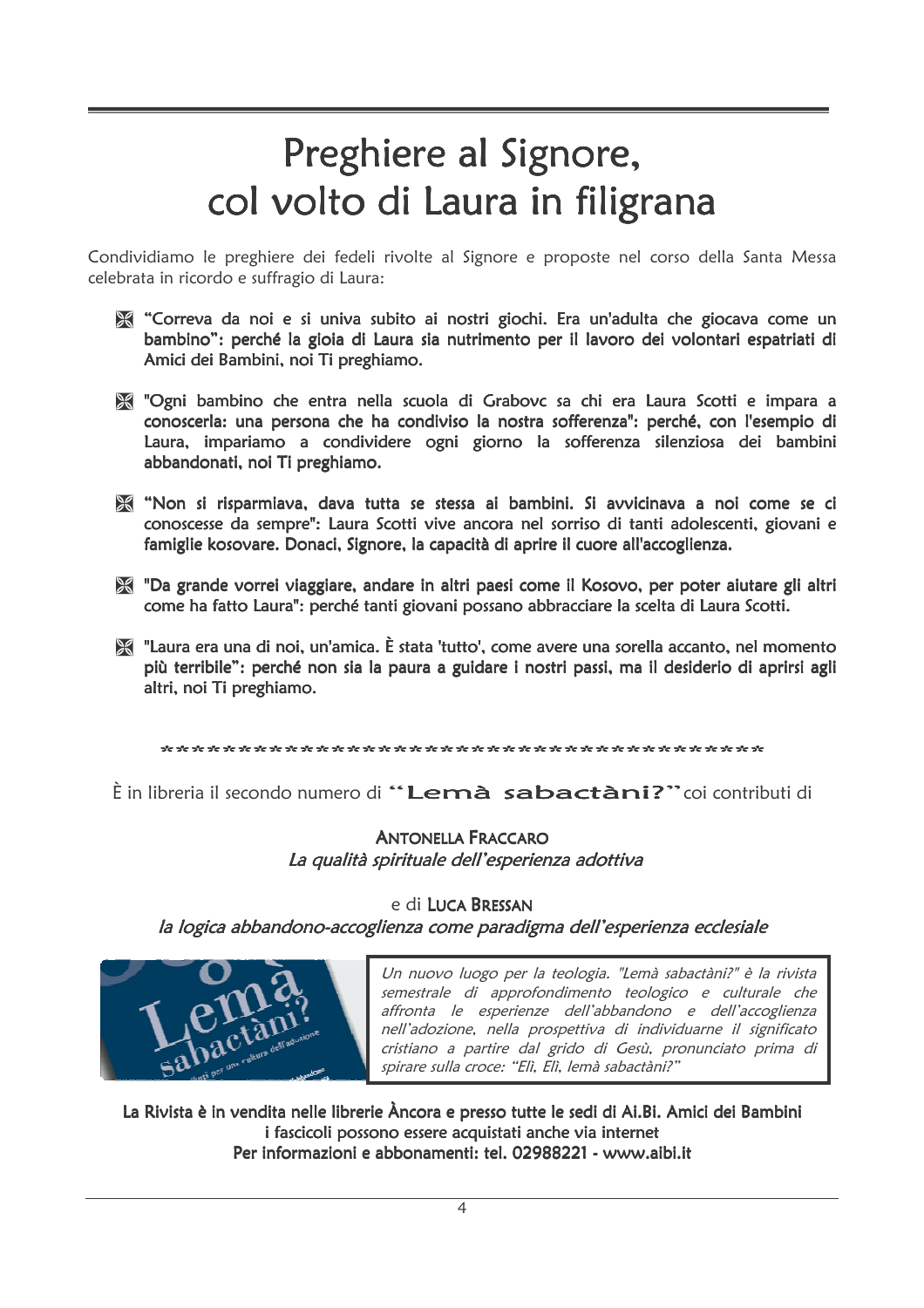# Preghiere al Signore, col volto di Laura in filigrana

Condividiamo le preghiere dei fedeli rivolte al Signore e proposte nel corso della Santa Messa celebrata in ricordo e suffragio di Laura:

- "Correva da noi e si univa subito ai nostri giochi. Era un'adulta che giocava come un bambino": **perché la gioia di Laura sia nutrimento per il lavoro dei volontari espatriati di Amici dei Bambini, noi Ti preghiamo.**
- "Ogni bambino che entra nella scuola di Grabovc sa chi era Laura Scotti e impara a conoscerla: una persona che ha condiviso la nostra sofferenza": **perché, con l'esempio di Laura, impariamo a condividere ogni giorno la sofferenza silenziosa dei bambini abbandonati, noi Ti preghiamo.**
- "Non si risparmiava, dava tutta se stessa ai bambini. Si avvicinava a noi come se ci conoscesse da sempre": **Laura Scotti vive ancora nel sorriso di tanti adolescenti, giovani e famiglie kosovare. Donaci, Signore, la capacità di aprire il cuore all'accoglienza.**
- "Da grande vorrei viaggiare, andare in altri paesi come il Kosovo, per poter aiutare gli altri come ha fatto Laura": **perché tanti giovani possano abbracciare la scelta di Laura Scotti.**
- "Laura era una di noi, un'amica. È stata 'tutto', come avere una sorella accanto, nel momento più terribile": **perché non sia la paura a guidare i nostri passi, ma il desiderio di aprirsi agli altri, noi Ti preghiamo.**

*******************************************

È in libreria il secondo numero di **"Lemà sabactàni?"** coi contributi di

**ANTONELLA FRACCARO**
*La qualità spirituale dell'esperienza adottiva*

e di **LUCA BRESSAN**
*la logica abbandono-accoglienza come paradigma dell'esperienza ecclesiale*

*Un nuovo luogo per la teologia. "Lemà sabactàni?" è la rivista semestrale di approfondimento teologico e culturale che affronta le esperienze dell'abbandono e dell'accoglienza nell'adozione, nella prospettiva di individuarne il significato cristiano a partire dal grido di Gesù, pronunciato prima di spirare sulla croce: "Elì, Elì, lemà sabactàni?"*

**La Rivista è in vendita nelle librerie Àncora e presso tutte le sedi di Ai.Bi. Amici dei Bambini
i fascicoli possono essere acquistati anche via internet
Per informazioni e abbonamenti: tel. 02988221 - www.aibi.it**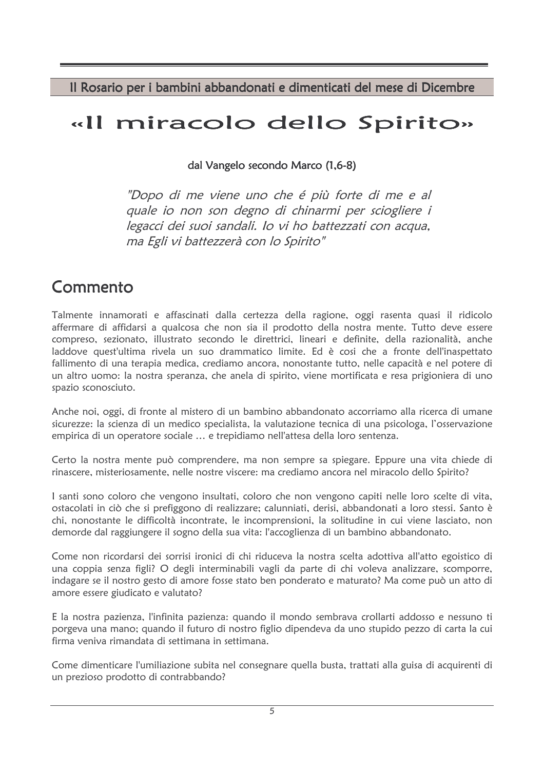Il Rosario per i bambini abbandonati e dimenticati del mese di Dicembre

# «Il miracolo dello Spirito»

dal Vangelo secondo Marco (1,6-8)

> *"Dopo di me viene uno che é più forte di me e al quale io non son degno di chinarmi per sciogliere i legacci dei suoi sandali. Io vi ho battezzati con acqua, ma Egli vi battezzerà con lo Spirito"*

## Commento

Talmente innamorati e affascinati dalla certezza della ragione, oggi rasenta quasi il ridicolo affermare di affidarsi a qualcosa che non sia il prodotto della nostra mente. Tutto deve essere compreso, sezionato, illustrato secondo le direttrici, lineari e definite, della razionalità, anche laddove quest'ultima rivela un suo drammatico limite. Ed è cosi che a fronte dell'inaspettato fallimento di una terapia medica, crediamo ancora, nonostante tutto, nelle capacità e nel potere di un altro uomo: la nostra speranza, che anela di spirito, viene mortificata e resa prigioniera di uno spazio sconosciuto.

Anche noi, oggi, di fronte al mistero di un bambino abbandonato accorriamo alla ricerca di umane sicurezze: la scienza di un medico specialista, la valutazione tecnica di una psicologa, l'osservazione empirica di un operatore sociale … e trepidiamo nell'attesa della loro sentenza.

Certo la nostra mente può comprendere, ma non sempre sa spiegare. Eppure una vita chiede di rinascere, misteriosamente, nelle nostre viscere: ma crediamo ancora nel miracolo dello Spirito?

I santi sono coloro che vengono insultati, coloro che non vengono capiti nelle loro scelte di vita, ostacolati in ciò che si prefiggono di realizzare; calunniati, derisi, abbandonati a loro stessi. Santo è chi, nonostante le difficoltà incontrate, le incomprensioni, la solitudine in cui viene lasciato, non demorde dal raggiungere il sogno della sua vita: l'accoglienza di un bambino abbandonato.

Come non ricordarsi dei sorrisi ironici di chi riduceva la nostra scelta adottiva all'atto egoistico di una coppia senza figli? O degli interminabili vagli da parte di chi voleva analizzare, scomporre, indagare se il nostro gesto di amore fosse stato ben ponderato e maturato? Ma come può un atto di amore essere giudicato e valutato?

E la nostra pazienza, l'infinita pazienza: quando il mondo sembrava crollarti addosso e nessuno ti porgeva una mano; quando il futuro di nostro figlio dipendeva da uno stupido pezzo di carta la cui firma veniva rimandata di settimana in settimana.

Come dimenticare l'umiliazione subita nel consegnare quella busta, trattati alla guisa di acquirenti di un prezioso prodotto di contrabbando?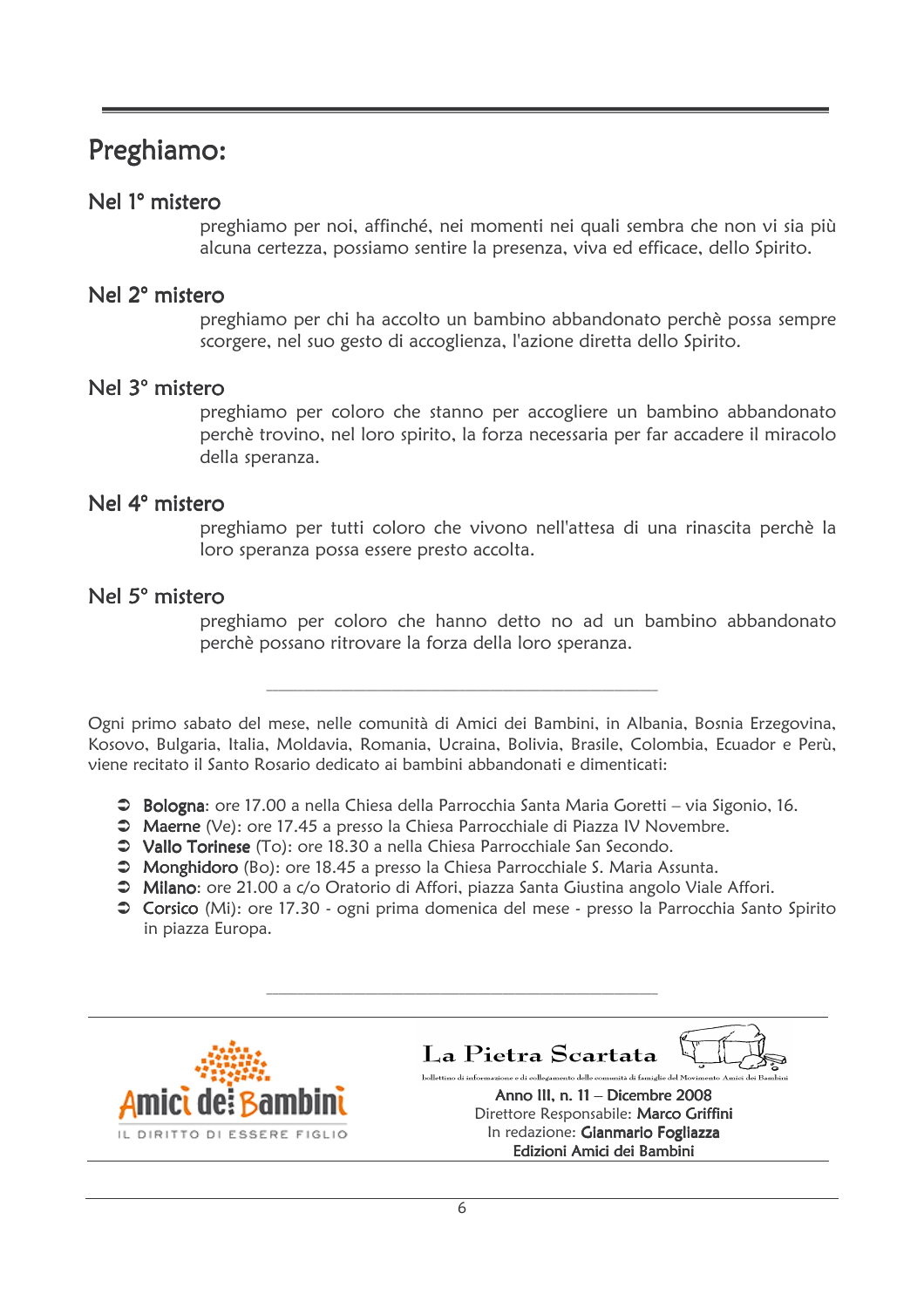## Preghiamo:

### Nel 1° mistero

preghiamo per noi, affinché, nei momenti nei quali sembra che non vi sia più alcuna certezza, possiamo sentire la presenza, viva ed efficace, dello Spirito.

### Nel 2° mistero

preghiamo per chi ha accolto un bambino abbandonato perchè possa sempre scorgere, nel suo gesto di accoglienza, l'azione diretta dello Spirito.

### Nel 3° mistero

preghiamo per coloro che stanno per accogliere un bambino abbandonato perchè trovino, nel loro spirito, la forza necessaria per far accadere il miracolo della speranza.

### Nel 4° mistero

preghiamo per tutti coloro che vivono nell'attesa di una rinascita perchè la loro speranza possa essere presto accolta.

### Nel 5° mistero

preghiamo per coloro che hanno detto no ad un bambino abbandonato perchè possano ritrovare la forza della loro speranza.

---

Ogni primo sabato del mese, nelle comunità di Amici dei Bambini, in Albania, Bosnia Erzegovina, Kosovo, Bulgaria, Italia, Moldavia, Romania, Ucraina, Bolivia, Brasile, Colombia, Ecuador e Perù, viene recitato il Santo Rosario dedicato ai bambini abbandonati e dimenticati:

- **Bologna**: ore 17.00 a nella Chiesa della Parrocchia Santa Maria Goretti – via Sigonio, 16.
- **Maerne** (Ve): ore 17.45 a presso la Chiesa Parrocchiale di Piazza IV Novembre.
- **Vallo Torinese** (To): ore 18.30 a nella Chiesa Parrocchiale San Secondo.
- **Monghidoro** (Bo): ore 18.45 a presso la Chiesa Parrocchiale S. Maria Assunta.
- **Milano**: ore 21.00 a c/o Oratorio di Affori, piazza Santa Giustina angolo Viale Affori.
- **Corsico** (Mi): ore 17.30 - ogni prima domenica del mese - presso la Parrocchia Santo Spirito in piazza Europa.

---

Amici dei Bambini
IL DIRITTO DI ESSERE FIGLIO

La Pietra Scartata
bollettino di informazione e di collegamento delle comunità di famiglie del Movimento Amici dei Bambini

Anno III, n. 11 – Dicembre 2008
Direttore Responsabile: **Marco Griffini**
In redazione: **Gianmario Fogliazza**
**Edizioni Amici dei Bambini**